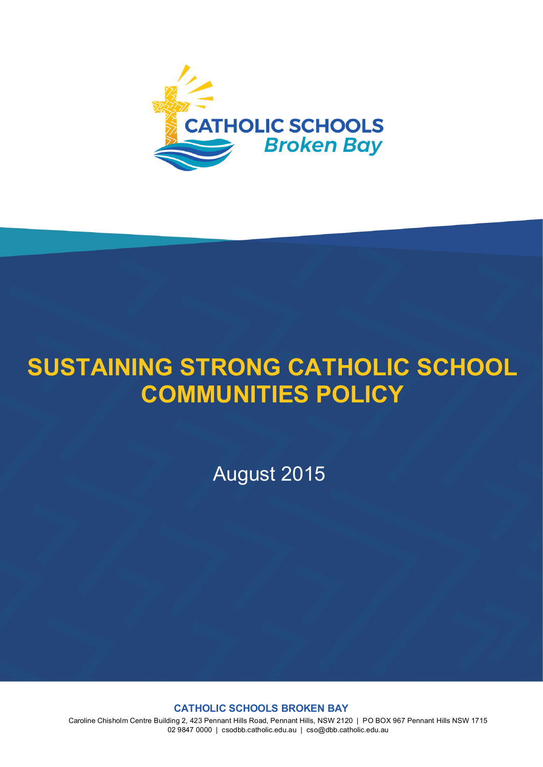CATHOLIC SCHOOLS
*Broken Bay*

# SUSTAINING STRONG CATHOLIC SCHOOL COMMUNITIES POLICY

August 2015

**CATHOLIC SCHOOLS BROKEN BAY**

Caroline Chisholm Centre Building 2, 423 Pennant Hills Road, Pennant Hills, NSW 2120 | PO BOX 967 Pennant Hills NSW 1715
02 9847 0000 | csodbb.catholic.edu.au | cso@dbb.catholic.edu.au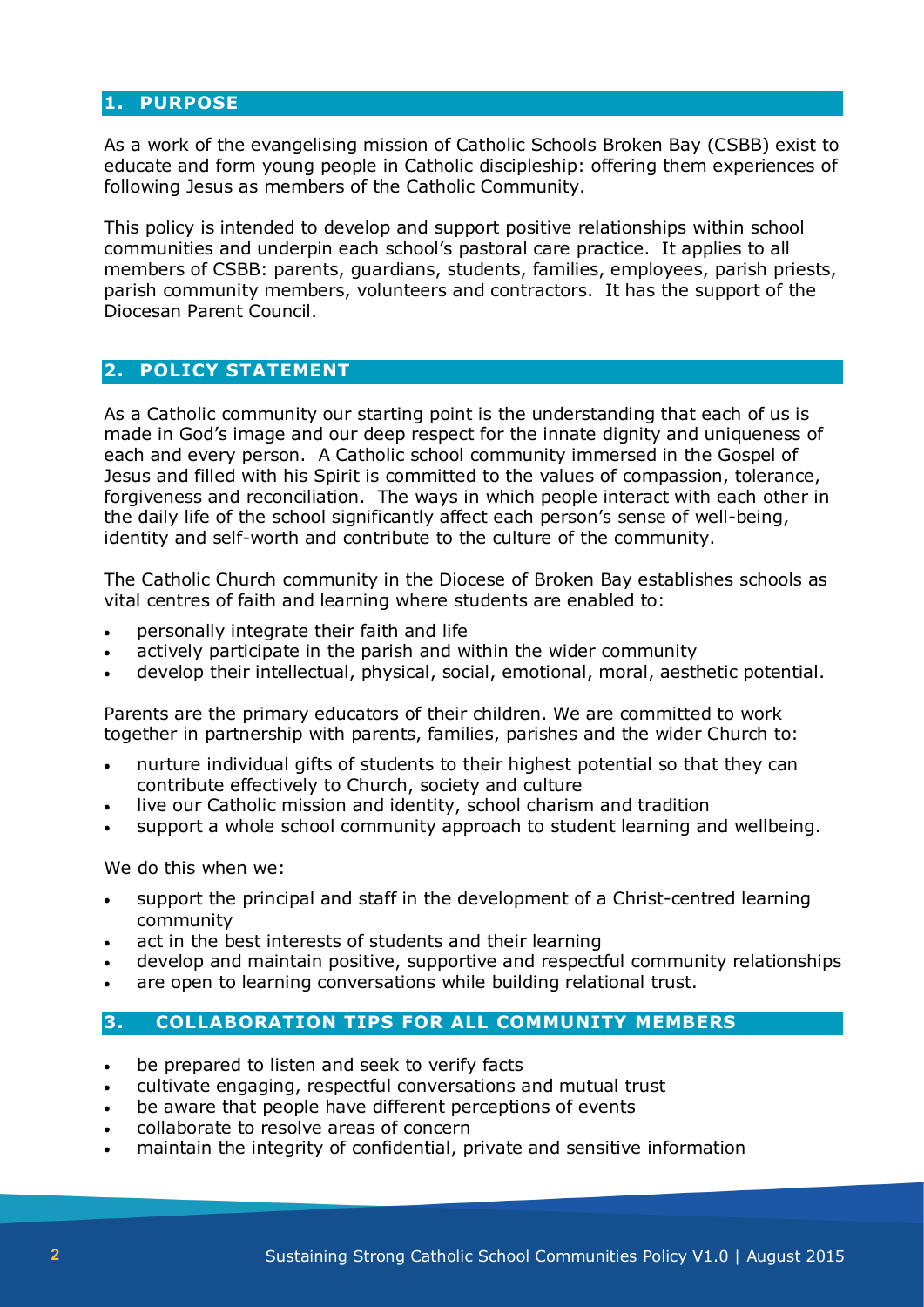## 1. PURPOSE

As a work of the evangelising mission of Catholic Schools Broken Bay (CSBB) exist to educate and form young people in Catholic discipleship: offering them experiences of following Jesus as members of the Catholic Community.

This policy is intended to develop and support positive relationships within school communities and underpin each school's pastoral care practice. It applies to all members of CSBB: parents, guardians, students, families, employees, parish priests, parish community members, volunteers and contractors. It has the support of the Diocesan Parent Council.

## 2. POLICY STATEMENT

As a Catholic community our starting point is the understanding that each of us is made in God's image and our deep respect for the innate dignity and uniqueness of each and every person. A Catholic school community immersed in the Gospel of Jesus and filled with his Spirit is committed to the values of compassion, tolerance, forgiveness and reconciliation. The ways in which people interact with each other in the daily life of the school significantly affect each person's sense of well-being, identity and self-worth and contribute to the culture of the community.

The Catholic Church community in the Diocese of Broken Bay establishes schools as vital centres of faith and learning where students are enabled to:

- personally integrate their faith and life
- actively participate in the parish and within the wider community
- develop their intellectual, physical, social, emotional, moral, aesthetic potential.

Parents are the primary educators of their children. We are committed to work together in partnership with parents, families, parishes and the wider Church to:

- nurture individual gifts of students to their highest potential so that they can contribute effectively to Church, society and culture
- live our Catholic mission and identity, school charism and tradition
- support a whole school community approach to student learning and wellbeing.

We do this when we:

- support the principal and staff in the development of a Christ-centred learning community
- act in the best interests of students and their learning
- develop and maintain positive, supportive and respectful community relationships
- are open to learning conversations while building relational trust.

## 3. COLLABORATION TIPS FOR ALL COMMUNITY MEMBERS

- be prepared to listen and seek to verify facts
- cultivate engaging, respectful conversations and mutual trust
- be aware that people have different perceptions of events
- collaborate to resolve areas of concern
- maintain the integrity of confidential, private and sensitive information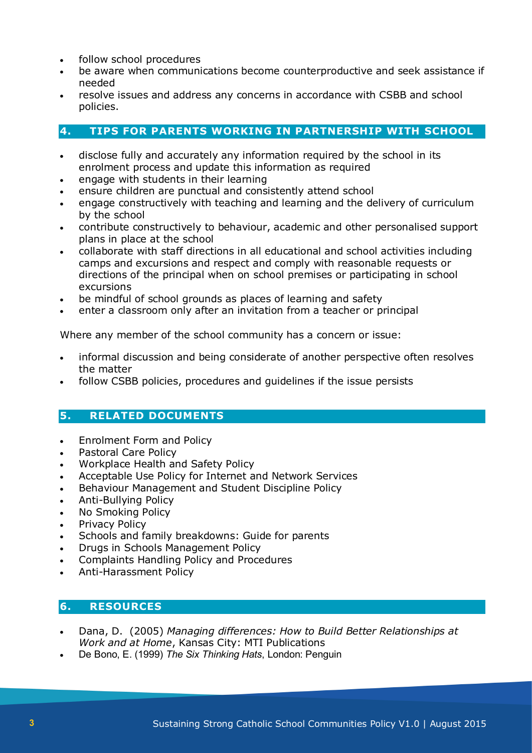- follow school procedures
- be aware when communications become counterproductive and seek assistance if needed
- resolve issues and address any concerns in accordance with CSBB and school policies.

## 4. TIPS FOR PARENTS WORKING IN PARTNERSHIP WITH SCHOOL

- disclose fully and accurately any information required by the school in its enrolment process and update this information as required
- engage with students in their learning
- ensure children are punctual and consistently attend school
- engage constructively with teaching and learning and the delivery of curriculum by the school
- contribute constructively to behaviour, academic and other personalised support plans in place at the school
- collaborate with staff directions in all educational and school activities including camps and excursions and respect and comply with reasonable requests or directions of the principal when on school premises or participating in school excursions
- be mindful of school grounds as places of learning and safety
- enter a classroom only after an invitation from a teacher or principal

Where any member of the school community has a concern or issue:

- informal discussion and being considerate of another perspective often resolves the matter
- follow CSBB policies, procedures and guidelines if the issue persists

## 5. RELATED DOCUMENTS

- Enrolment Form and Policy
- Pastoral Care Policy
- Workplace Health and Safety Policy
- Acceptable Use Policy for Internet and Network Services
- Behaviour Management and Student Discipline Policy
- Anti-Bullying Policy
- No Smoking Policy
- Privacy Policy
- Schools and family breakdowns: Guide for parents
- Drugs in Schools Management Policy
- Complaints Handling Policy and Procedures
- Anti-Harassment Policy

## 6. RESOURCES

- Dana, D. (2005) *Managing differences: How to Build Better Relationships at Work and at Home*, Kansas City: MTI Publications
- De Bono, E. (1999) *The Six Thinking Hats*, London: Penguin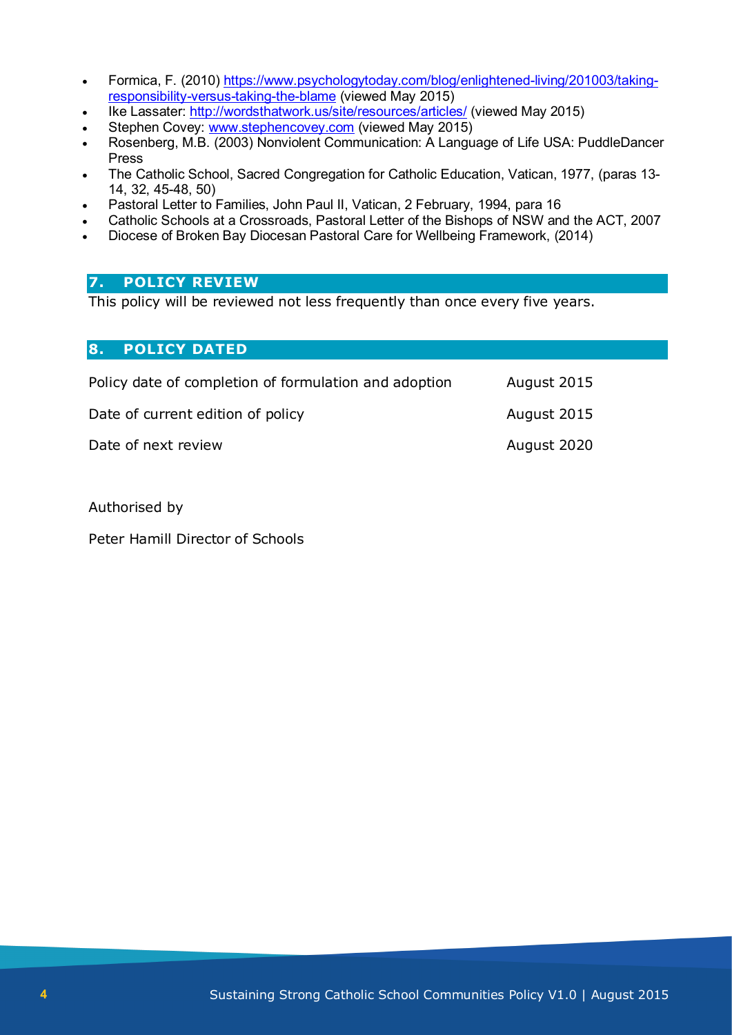- Formica, F. (2010) [https://www.psychologytoday.com/blog/enlightened-living/201003/taking-responsibility-versus-taking-the-blame](https://www.psychologytoday.com/blog/enlightened-living/201003/taking-responsibility-versus-taking-the-blame) (viewed May 2015)
- Ike Lassater: [http://wordsthatwork.us/site/resources/articles/](http://wordsthatwork.us/site/resources/articles/) (viewed May 2015)
- Stephen Covey: [www.stephencovey.com](http://www.stephencovey.com) (viewed May 2015)
- Rosenberg, M.B. (2003) Nonviolent Communication: A Language of Life USA: PuddleDancer Press
- The Catholic School, Sacred Congregation for Catholic Education, Vatican, 1977, (paras 13-14, 32, 45-48, 50)
- Pastoral Letter to Families, John Paul II, Vatican, 2 February, 1994, para 16
- Catholic Schools at a Crossroads, Pastoral Letter of the Bishops of NSW and the ACT, 2007
- Diocese of Broken Bay Diocesan Pastoral Care for Wellbeing Framework, (2014)

## 7. POLICY REVIEW

This policy will be reviewed not less frequently than once every five years.

## 8. POLICY DATED

| | |
|---|---|
| Policy date of completion of formulation and adoption | August 2015 |
| Date of current edition of policy | August 2015 |
| Date of next review | August 2020 |

Authorised by

Peter Hamill Director of Schools